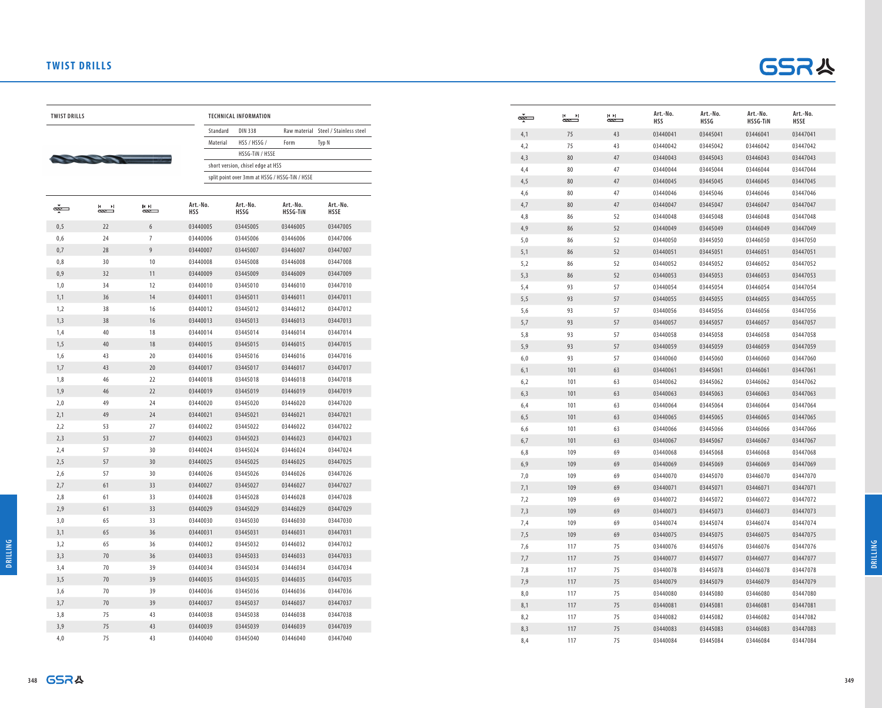## TWIST DRILLS

**TWIST DRILLS**

**TECHNICAL INFORMATION**

| | | | |
|---|---|---|---|
| Standard | DIN 338 | Raw material | Steel / Stainless steel |
| Material | HSS / HSSG / HSSG-TiN / HSSE | Form | Typ N |
| short version, chisel edge at HSS | | | |
| split point over 3mm at HSSG / HSSG-TiN / HSSE | | | |

| Ø | Total length | Flute length | Art.-No. HSS | Art.-No. HSSG | Art.-No. HSSG-TiN | Art.-No. HSSE |
|---|---|---|---|---|---|---|
| 0,5 | 22 | 6 | 03440005 | 03445005 | 03446005 | 03447005 |
| 0,6 | 24 | 7 | 03440006 | 03445006 | 03446006 | 03447006 |
| 0,7 | 28 | 9 | 03440007 | 03445007 | 03446007 | 03447007 |
| 0,8 | 30 | 10 | 03440008 | 03445008 | 03446008 | 03447008 |
| 0,9 | 32 | 11 | 03440009 | 03445009 | 03446009 | 03447009 |
| 1,0 | 34 | 12 | 03440010 | 03445010 | 03446010 | 03447010 |
| 1,1 | 36 | 14 | 03440011 | 03445011 | 03446011 | 03447011 |
| 1,2 | 38 | 16 | 03440012 | 03445012 | 03446012 | 03447012 |
| 1,3 | 38 | 16 | 03440013 | 03445013 | 03446013 | 03447013 |
| 1,4 | 40 | 18 | 03440014 | 03445014 | 03446014 | 03447014 |
| 1,5 | 40 | 18 | 03440015 | 03445015 | 03446015 | 03447015 |
| 1,6 | 43 | 20 | 03440016 | 03445016 | 03446016 | 03447016 |
| 1,7 | 43 | 20 | 03440017 | 03445017 | 03446017 | 03447017 |
| 1,8 | 46 | 22 | 03440018 | 03445018 | 03446018 | 03447018 |
| 1,9 | 46 | 22 | 03440019 | 03445019 | 03446019 | 03447019 |
| 2,0 | 49 | 24 | 03440020 | 03445020 | 03446020 | 03447020 |
| 2,1 | 49 | 24 | 03440021 | 03445021 | 03446021 | 03447021 |
| 2,2 | 53 | 27 | 03440022 | 03445022 | 03446022 | 03447022 |
| 2,3 | 53 | 27 | 03440023 | 03445023 | 03446023 | 03447023 |
| 2,4 | 57 | 30 | 03440024 | 03445024 | 03446024 | 03447024 |
| 2,5 | 57 | 30 | 03440025 | 03445025 | 03446025 | 03447025 |
| 2,6 | 57 | 30 | 03440026 | 03445026 | 03446026 | 03447026 |
| 2,7 | 61 | 33 | 03440027 | 03445027 | 03446027 | 03447027 |
| 2,8 | 61 | 33 | 03440028 | 03445028 | 03446028 | 03447028 |
| 2,9 | 61 | 33 | 03440029 | 03445029 | 03446029 | 03447029 |
| 3,0 | 65 | 33 | 03440030 | 03445030 | 03446030 | 03447030 |
| 3,1 | 65 | 36 | 03440031 | 03445031 | 03446031 | 03447031 |
| 3,2 | 65 | 36 | 03440032 | 03445032 | 03446032 | 03447032 |
| 3,3 | 70 | 36 | 03440033 | 03445033 | 03446033 | 03447033 |
| 3,4 | 70 | 39 | 03440034 | 03445034 | 03446034 | 03447034 |
| 3,5 | 70 | 39 | 03440035 | 03445035 | 03446035 | 03447035 |
| 3,6 | 70 | 39 | 03440036 | 03445036 | 03446036 | 03447036 |
| 3,7 | 70 | 39 | 03440037 | 03445037 | 03446037 | 03447037 |
| 3,8 | 75 | 43 | 03440038 | 03445038 | 03446038 | 03447038 |
| 3,9 | 75 | 43 | 03440039 | 03445039 | 03446039 | 03447039 |
| 4,0 | 75 | 43 | 03440040 | 03445040 | 03446040 | 03447040 |
| 4,1 | 75 | 43 | 03440041 | 03445041 | 03446041 | 03447041 |
| 4,2 | 75 | 43 | 03440042 | 03445042 | 03446042 | 03447042 |
| 4,3 | 80 | 47 | 03440043 | 03445043 | 03446043 | 03447043 |
| 4,4 | 80 | 47 | 03440044 | 03445044 | 03446044 | 03447044 |
| 4,5 | 80 | 47 | 03440045 | 03445045 | 03446045 | 03447045 |
| 4,6 | 80 | 47 | 03440046 | 03445046 | 03446046 | 03447046 |
| 4,7 | 80 | 47 | 03440047 | 03445047 | 03446047 | 03447047 |
| 4,8 | 86 | 52 | 03440048 | 03445048 | 03446048 | 03447048 |
| 4,9 | 86 | 52 | 03440049 | 03445049 | 03446049 | 03447049 |
| 5,0 | 86 | 52 | 03440050 | 03445050 | 03446050 | 03447050 |
| 5,1 | 86 | 52 | 03440051 | 03445051 | 03446051 | 03447051 |
| 5,2 | 86 | 52 | 03440052 | 03445052 | 03446052 | 03447052 |
| 5,3 | 86 | 52 | 03440053 | 03445053 | 03446053 | 03447053 |
| 5,4 | 93 | 57 | 03440054 | 03445054 | 03446054 | 03447054 |
| 5,5 | 93 | 57 | 03440055 | 03445055 | 03446055 | 03447055 |
| 5,6 | 93 | 57 | 03440056 | 03445056 | 03446056 | 03447056 |
| 5,7 | 93 | 57 | 03440057 | 03445057 | 03446057 | 03447057 |
| 5,8 | 93 | 57 | 03440058 | 03445058 | 03446058 | 03447058 |
| 5,9 | 93 | 57 | 03440059 | 03445059 | 03446059 | 03447059 |
| 6,0 | 93 | 57 | 03440060 | 03445060 | 03446060 | 03447060 |
| 6,1 | 101 | 63 | 03440061 | 03445061 | 03446061 | 03447061 |
| 6,2 | 101 | 63 | 03440062 | 03445062 | 03446062 | 03447062 |
| 6,3 | 101 | 63 | 03440063 | 03445063 | 03446063 | 03447063 |
| 6,4 | 101 | 63 | 03440064 | 03445064 | 03446064 | 03447064 |
| 6,5 | 101 | 63 | 03440065 | 03445065 | 03446065 | 03447065 |
| 6,6 | 101 | 63 | 03440066 | 03445066 | 03446066 | 03447066 |
| 6,7 | 101 | 63 | 03440067 | 03445067 | 03446067 | 03447067 |
| 6,8 | 109 | 69 | 03440068 | 03445068 | 03446068 | 03447068 |
| 6,9 | 109 | 69 | 03440069 | 03445069 | 03446069 | 03447069 |
| 7,0 | 109 | 69 | 03440070 | 03445070 | 03446070 | 03447070 |
| 7,1 | 109 | 69 | 03440071 | 03445071 | 03446071 | 03447071 |
| 7,2 | 109 | 69 | 03440072 | 03445072 | 03446072 | 03447072 |
| 7,3 | 109 | 69 | 03440073 | 03445073 | 03446073 | 03447073 |
| 7,4 | 109 | 69 | 03440074 | 03445074 | 03446074 | 03447074 |
| 7,5 | 109 | 69 | 03440075 | 03445075 | 03446075 | 03447075 |
| 7,6 | 117 | 75 | 03440076 | 03445076 | 03446076 | 03447076 |
| 7,7 | 117 | 75 | 03440077 | 03445077 | 03446077 | 03447077 |
| 7,8 | 117 | 75 | 03440078 | 03445078 | 03446078 | 03447078 |
| 7,9 | 117 | 75 | 03440079 | 03445079 | 03446079 | 03447079 |
| 8,0 | 117 | 75 | 03440080 | 03445080 | 03446080 | 03447080 |
| 8,1 | 117 | 75 | 03440081 | 03445081 | 03446081 | 03447081 |
| 8,2 | 117 | 75 | 03440082 | 03445082 | 03446082 | 03447082 |
| 8,3 | 117 | 75 | 03440083 | 03445083 | 03446083 | 03447083 |
| 8,4 | 117 | 75 | 03440084 | 03445084 | 03446084 | 03447084 |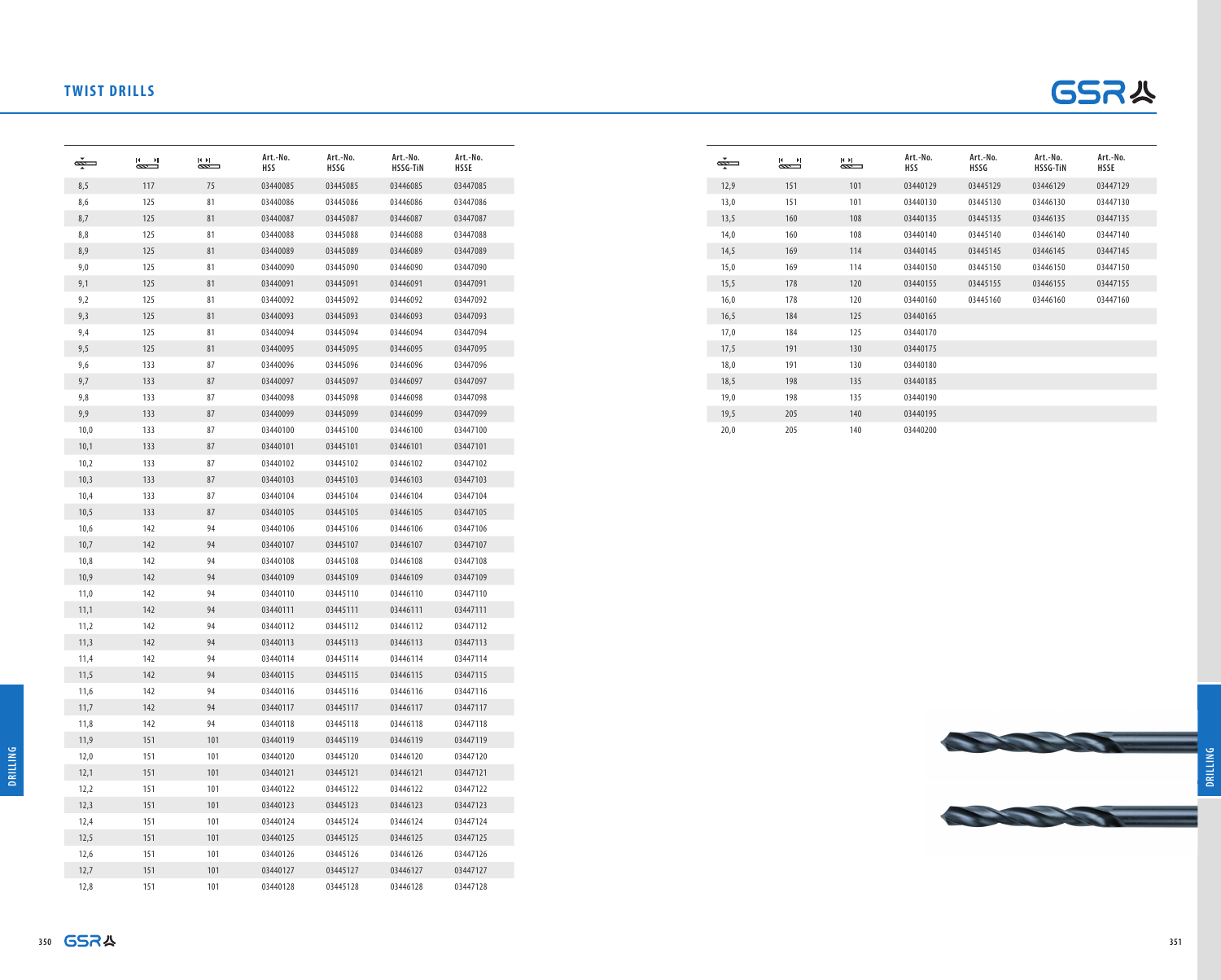## TWIST DRILLS

| ⌀ | L | l | Art.-No. HSS | Art.-No. HSSG | Art.-No. HSSG-TiN | Art.-No. HSSE |
|---|---|---|---|---|---|---|
| 8,5 | 117 | 75 | 03440085 | 03445085 | 03446085 | 03447085 |
| 8,6 | 125 | 81 | 03440086 | 03445086 | 03446086 | 03447086 |
| 8,7 | 125 | 81 | 03440087 | 03445087 | 03446087 | 03447087 |
| 8,8 | 125 | 81 | 03440088 | 03445088 | 03446088 | 03447088 |
| 8,9 | 125 | 81 | 03440089 | 03445089 | 03446089 | 03447089 |
| 9,0 | 125 | 81 | 03440090 | 03445090 | 03446090 | 03447090 |
| 9,1 | 125 | 81 | 03440091 | 03445091 | 03446091 | 03447091 |
| 9,2 | 125 | 81 | 03440092 | 03445092 | 03446092 | 03447092 |
| 9,3 | 125 | 81 | 03440093 | 03445093 | 03446093 | 03447093 |
| 9,4 | 125 | 81 | 03440094 | 03445094 | 03446094 | 03447094 |
| 9,5 | 125 | 81 | 03440095 | 03445095 | 03446095 | 03447095 |
| 9,6 | 133 | 87 | 03440096 | 03445096 | 03446096 | 03447096 |
| 9,7 | 133 | 87 | 03440097 | 03445097 | 03446097 | 03447097 |
| 9,8 | 133 | 87 | 03440098 | 03445098 | 03446098 | 03447098 |
| 9,9 | 133 | 87 | 03440099 | 03445099 | 03446099 | 03447099 |
| 10,0 | 133 | 87 | 03440100 | 03445100 | 03446100 | 03447100 |
| 10,1 | 133 | 87 | 03440101 | 03445101 | 03446101 | 03447101 |
| 10,2 | 133 | 87 | 03440102 | 03445102 | 03446102 | 03447102 |
| 10,3 | 133 | 87 | 03440103 | 03445103 | 03446103 | 03447103 |
| 10,4 | 133 | 87 | 03440104 | 03445104 | 03446104 | 03447104 |
| 10,5 | 133 | 87 | 03440105 | 03445105 | 03446105 | 03447105 |
| 10,6 | 142 | 94 | 03440106 | 03445106 | 03446106 | 03447106 |
| 10,7 | 142 | 94 | 03440107 | 03445107 | 03446107 | 03447107 |
| 10,8 | 142 | 94 | 03440108 | 03445108 | 03446108 | 03447108 |
| 10,9 | 142 | 94 | 03440109 | 03445109 | 03446109 | 03447109 |
| 11,0 | 142 | 94 | 03440110 | 03445110 | 03446110 | 03447110 |
| 11,1 | 142 | 94 | 03440111 | 03445111 | 03446111 | 03447111 |
| 11,2 | 142 | 94 | 03440112 | 03445112 | 03446112 | 03447112 |
| 11,3 | 142 | 94 | 03440113 | 03445113 | 03446113 | 03447113 |
| 11,4 | 142 | 94 | 03440114 | 03445114 | 03446114 | 03447114 |
| 11,5 | 142 | 94 | 03440115 | 03445115 | 03446115 | 03447115 |
| 11,6 | 142 | 94 | 03440116 | 03445116 | 03446116 | 03447116 |
| 11,7 | 142 | 94 | 03440117 | 03445117 | 03446117 | 03447117 |
| 11,8 | 142 | 94 | 03440118 | 03445118 | 03446118 | 03447118 |
| 11,9 | 151 | 101 | 03440119 | 03445119 | 03446119 | 03447119 |
| 12,0 | 151 | 101 | 03440120 | 03445120 | 03446120 | 03447120 |
| 12,1 | 151 | 101 | 03440121 | 03445121 | 03446121 | 03447121 |
| 12,2 | 151 | 101 | 03440122 | 03445122 | 03446122 | 03447122 |
| 12,3 | 151 | 101 | 03440123 | 03445123 | 03446123 | 03447123 |
| 12,4 | 151 | 101 | 03440124 | 03445124 | 03446124 | 03447124 |
| 12,5 | 151 | 101 | 03440125 | 03445125 | 03446125 | 03447125 |
| 12,6 | 151 | 101 | 03440126 | 03445126 | 03446126 | 03447126 |
| 12,7 | 151 | 101 | 03440127 | 03445127 | 03446127 | 03447127 |
| 12,8 | 151 | 101 | 03440128 | 03445128 | 03446128 | 03447128 |
| 12,9 | 151 | 101 | 03440129 | 03445129 | 03446129 | 03447129 |
| 13,0 | 151 | 101 | 03440130 | 03445130 | 03446130 | 03447130 |
| 13,5 | 160 | 108 | 03440135 | 03445135 | 03446135 | 03447135 |
| 14,0 | 160 | 108 | 03440140 | 03445140 | 03446140 | 03447140 |
| 14,5 | 169 | 114 | 03440145 | 03445145 | 03446145 | 03447145 |
| 15,0 | 169 | 114 | 03440150 | 03445150 | 03446150 | 03447150 |
| 15,5 | 178 | 120 | 03440155 | 03445155 | 03446155 | 03447155 |
| 16,0 | 178 | 120 | 03440160 | 03445160 | 03446160 | 03447160 |
| 16,5 | 184 | 125 | 03440165 | | | |
| 17,0 | 184 | 125 | 03440170 | | | |
| 17,5 | 191 | 130 | 03440175 | | | |
| 18,0 | 191 | 130 | 03440180 | | | |
| 18,5 | 198 | 135 | 03440185 | | | |
| 19,0 | 198 | 135 | 03440190 | | | |
| 19,5 | 205 | 140 | 03440195 | | | |
| 20,0 | 205 | 140 | 03440200 | | | |